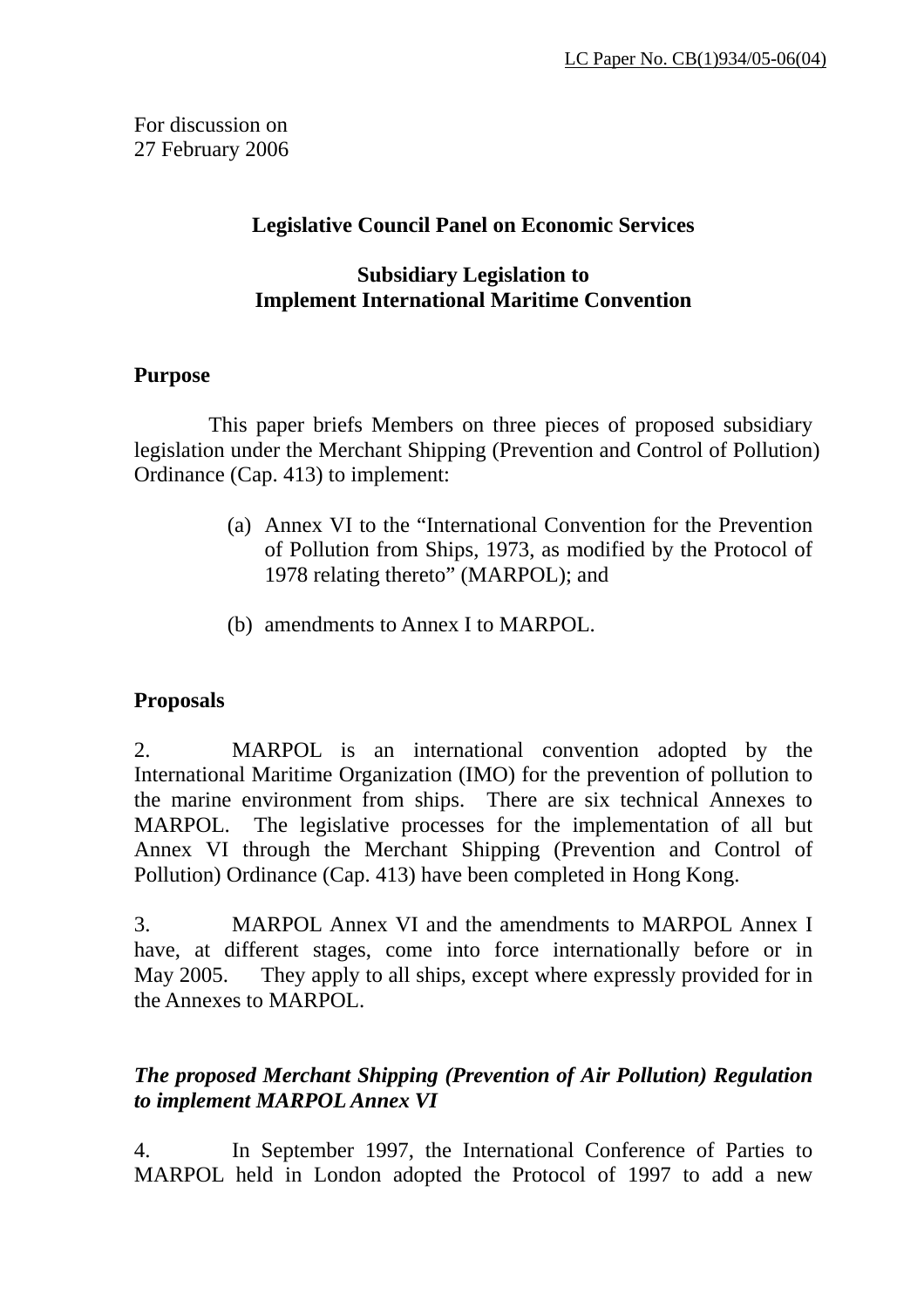LC Paper No. CB(1)934/05-06(04)

For discussion on
27 February 2006

**Legislative Council Panel on Economic Services**

**Subsidiary Legislation to
Implement International Maritime Convention**

## Purpose

This paper briefs Members on three pieces of proposed subsidiary legislation under the Merchant Shipping (Prevention and Control of Pollution) Ordinance (Cap. 413) to implement:

(a) Annex VI to the "International Convention for the Prevention of Pollution from Ships, 1973, as modified by the Protocol of 1978 relating thereto" (MARPOL); and

(b) amendments to Annex I to MARPOL.

## Proposals

2. MARPOL is an international convention adopted by the International Maritime Organization (IMO) for the prevention of pollution to the marine environment from ships. There are six technical Annexes to MARPOL. The legislative processes for the implementation of all but Annex VI through the Merchant Shipping (Prevention and Control of Pollution) Ordinance (Cap. 413) have been completed in Hong Kong.

3. MARPOL Annex VI and the amendments to MARPOL Annex I have, at different stages, come into force internationally before or in May 2005. They apply to all ships, except where expressly provided for in the Annexes to MARPOL.

### *The proposed Merchant Shipping (Prevention of Air Pollution) Regulation to implement MARPOL Annex VI*

4. In September 1997, the International Conference of Parties to MARPOL held in London adopted the Protocol of 1997 to add a new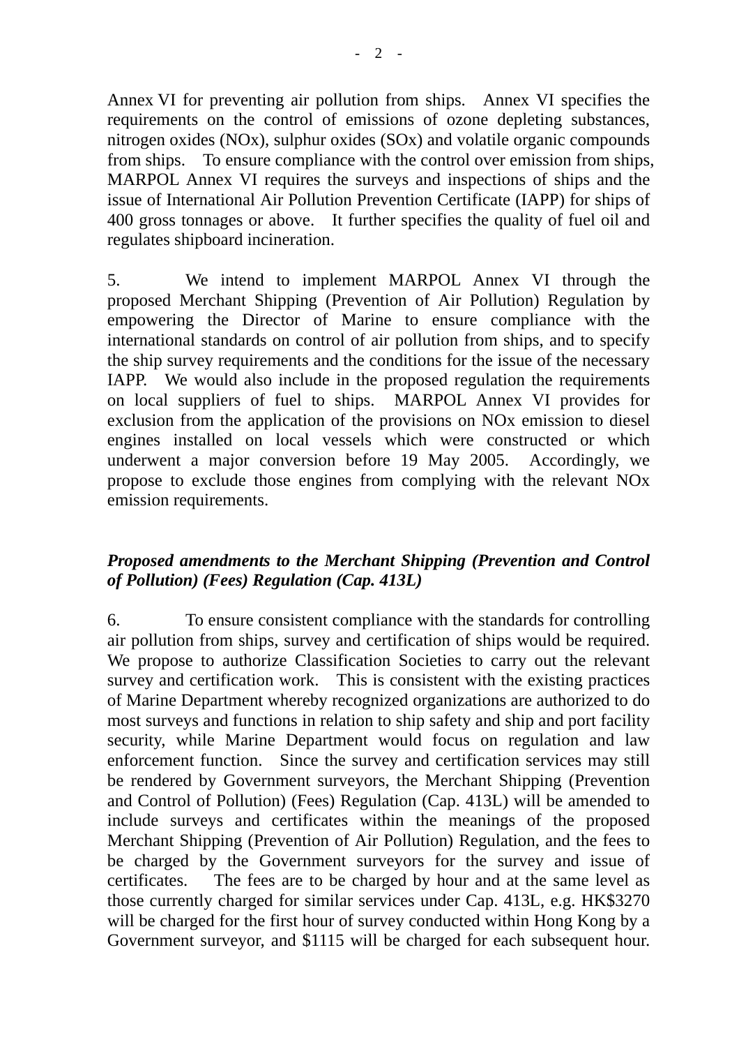Annex VI for preventing air pollution from ships. Annex VI specifies the requirements on the control of emissions of ozone depleting substances, nitrogen oxides (NOx), sulphur oxides (SOx) and volatile organic compounds from ships. To ensure compliance with the control over emission from ships, MARPOL Annex VI requires the surveys and inspections of ships and the issue of International Air Pollution Prevention Certificate (IAPP) for ships of 400 gross tonnages or above. It further specifies the quality of fuel oil and regulates shipboard incineration.

5. We intend to implement MARPOL Annex VI through the proposed Merchant Shipping (Prevention of Air Pollution) Regulation by empowering the Director of Marine to ensure compliance with the international standards on control of air pollution from ships, and to specify the ship survey requirements and the conditions for the issue of the necessary IAPP. We would also include in the proposed regulation the requirements on local suppliers of fuel to ships. MARPOL Annex VI provides for exclusion from the application of the provisions on NOx emission to diesel engines installed on local vessels which were constructed or which underwent a major conversion before 19 May 2005. Accordingly, we propose to exclude those engines from complying with the relevant NOx emission requirements.

***Proposed amendments to the Merchant Shipping (Prevention and Control of Pollution) (Fees) Regulation (Cap. 413L)***

6. To ensure consistent compliance with the standards for controlling air pollution from ships, survey and certification of ships would be required. We propose to authorize Classification Societies to carry out the relevant survey and certification work. This is consistent with the existing practices of Marine Department whereby recognized organizations are authorized to do most surveys and functions in relation to ship safety and ship and port facility security, while Marine Department would focus on regulation and law enforcement function. Since the survey and certification services may still be rendered by Government surveyors, the Merchant Shipping (Prevention and Control of Pollution) (Fees) Regulation (Cap. 413L) will be amended to include surveys and certificates within the meanings of the proposed Merchant Shipping (Prevention of Air Pollution) Regulation, and the fees to be charged by the Government surveyors for the survey and issue of certificates. The fees are to be charged by hour and at the same level as those currently charged for similar services under Cap. 413L, e.g. HK$3270 will be charged for the first hour of survey conducted within Hong Kong by a Government surveyor, and $1115 will be charged for each subsequent hour.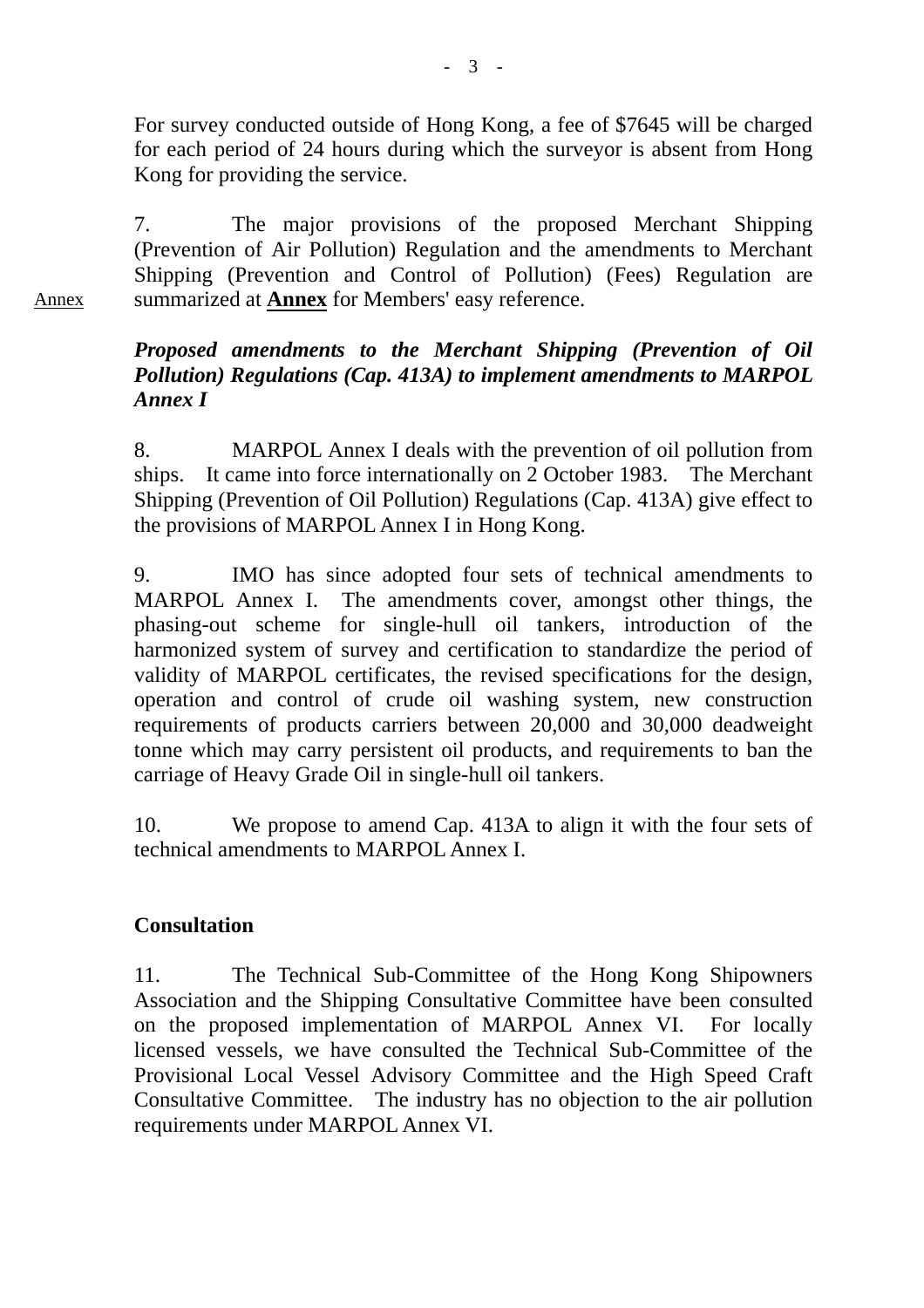For survey conducted outside of Hong Kong, a fee of $7645 will be charged for each period of 24 hours during which the surveyor is absent from Hong Kong for providing the service.

7. The major provisions of the proposed Merchant Shipping (Prevention of Air Pollution) Regulation and the amendments to Merchant Shipping (Prevention and Control of Pollution) (Fees) Regulation are summarized at **Annex** for Members' easy reference.

Annex

***Proposed amendments to the Merchant Shipping (Prevention of Oil Pollution) Regulations (Cap. 413A) to implement amendments to MARPOL Annex I***

8. MARPOL Annex I deals with the prevention of oil pollution from ships. It came into force internationally on 2 October 1983. The Merchant Shipping (Prevention of Oil Pollution) Regulations (Cap. 413A) give effect to the provisions of MARPOL Annex I in Hong Kong.

9. IMO has since adopted four sets of technical amendments to MARPOL Annex I. The amendments cover, amongst other things, the phasing-out scheme for single-hull oil tankers, introduction of the harmonized system of survey and certification to standardize the period of validity of MARPOL certificates, the revised specifications for the design, operation and control of crude oil washing system, new construction requirements of products carriers between 20,000 and 30,000 deadweight tonne which may carry persistent oil products, and requirements to ban the carriage of Heavy Grade Oil in single-hull oil tankers.

10. We propose to amend Cap. 413A to align it with the four sets of technical amendments to MARPOL Annex I.

## Consultation

11. The Technical Sub-Committee of the Hong Kong Shipowners Association and the Shipping Consultative Committee have been consulted on the proposed implementation of MARPOL Annex VI. For locally licensed vessels, we have consulted the Technical Sub-Committee of the Provisional Local Vessel Advisory Committee and the High Speed Craft Consultative Committee. The industry has no objection to the air pollution requirements under MARPOL Annex VI.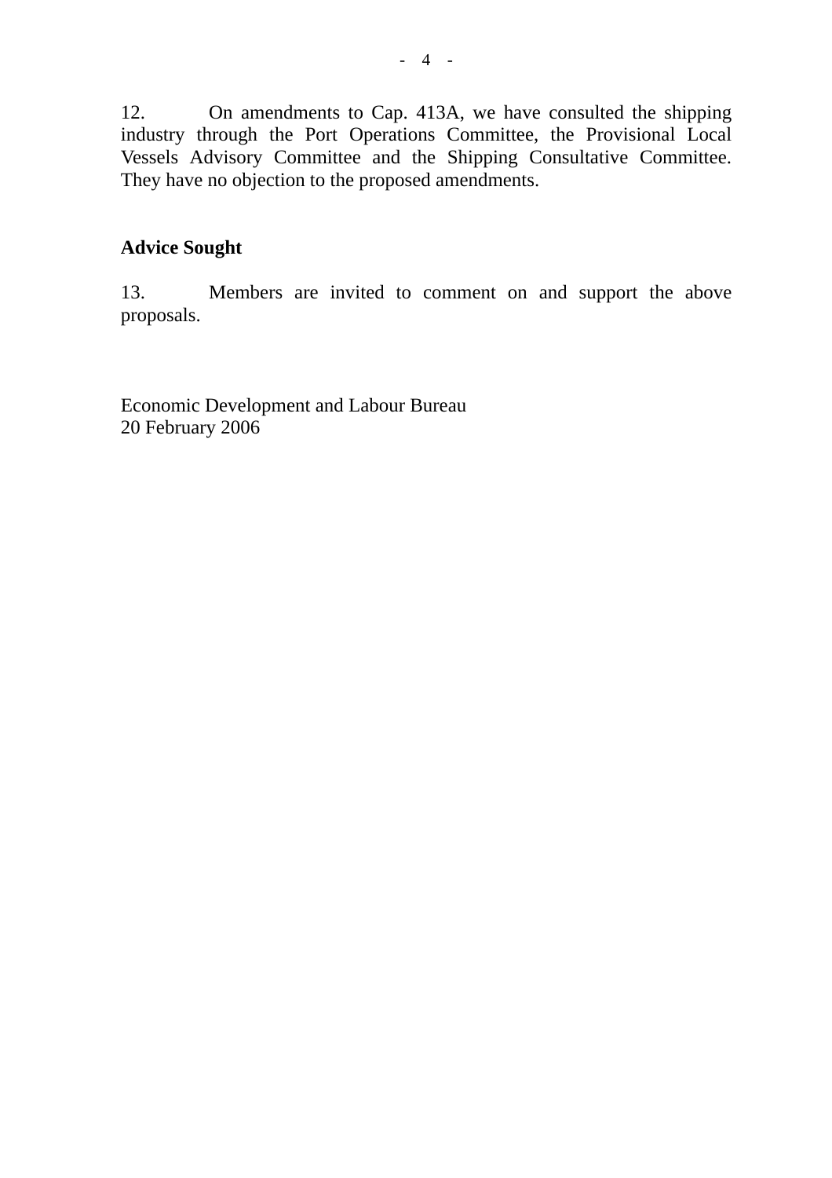12. On amendments to Cap. 413A, we have consulted the shipping industry through the Port Operations Committee, the Provisional Local Vessels Advisory Committee and the Shipping Consultative Committee. They have no objection to the proposed amendments.

**Advice Sought**

13. Members are invited to comment on and support the above proposals.

Economic Development and Labour Bureau
20 February 2006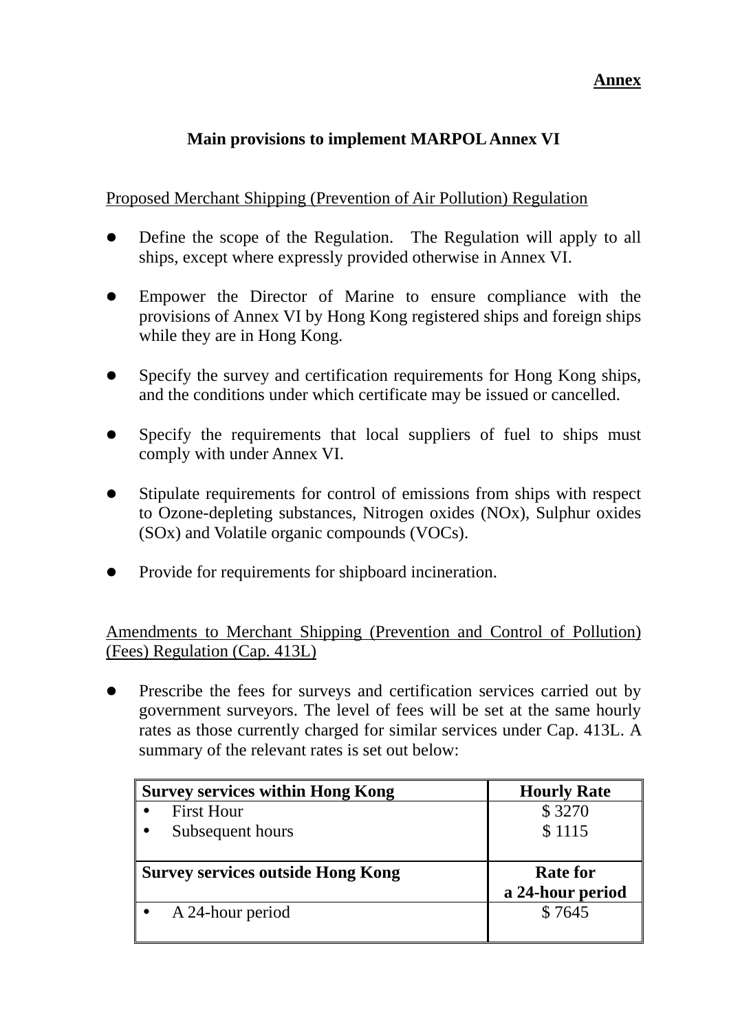**Annex**

## Main provisions to implement MARPOL Annex VI

Proposed Merchant Shipping (Prevention of Air Pollution) Regulation

- Define the scope of the Regulation. The Regulation will apply to all ships, except where expressly provided otherwise in Annex VI.

- Empower the Director of Marine to ensure compliance with the provisions of Annex VI by Hong Kong registered ships and foreign ships while they are in Hong Kong.

- Specify the survey and certification requirements for Hong Kong ships, and the conditions under which certificate may be issued or cancelled.

- Specify the requirements that local suppliers of fuel to ships must comply with under Annex VI.

- Stipulate requirements for control of emissions from ships with respect to Ozone-depleting substances, Nitrogen oxides (NOx), Sulphur oxides (SOx) and Volatile organic compounds (VOCs).

- Provide for requirements for shipboard incineration.

Amendments to Merchant Shipping (Prevention and Control of Pollution) (Fees) Regulation (Cap. 413L)

- Prescribe the fees for surveys and certification services carried out by government surveyors. The level of fees will be set at the same hourly rates as those currently charged for similar services under Cap. 413L. A summary of the relevant rates is set out below:

| **Survey services within Hong Kong** | **Hourly Rate** |
|---|---|
| • First Hour | $ 3270 |
| • Subsequent hours | $ 1115 |
| **Survey services outside Hong Kong** | **Rate for a 24-hour period** |
| • A 24-hour period | $ 7645 |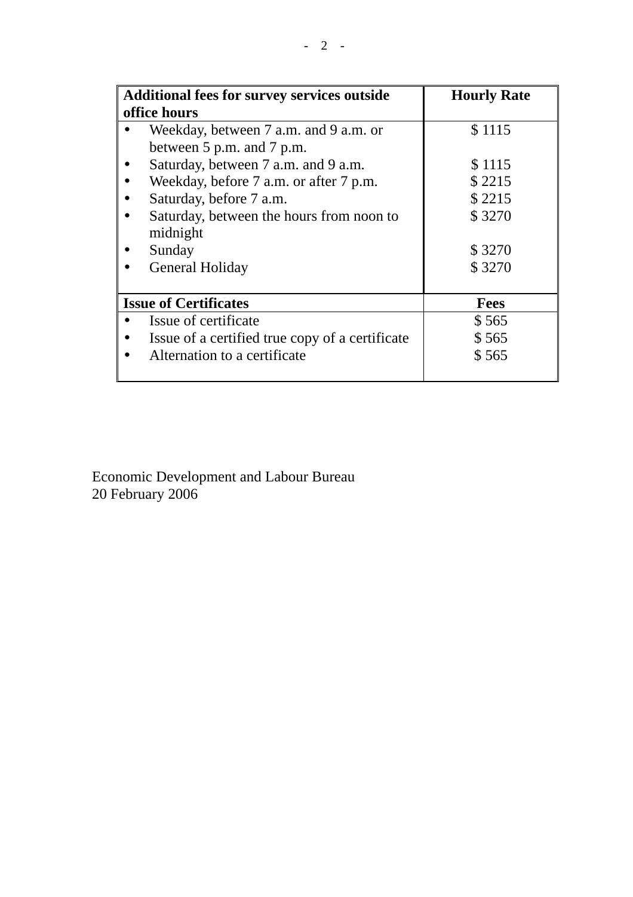| Additional fees for survey services outside office hours | Hourly Rate |
|---|---|
| • Weekday, between 7 a.m. and 9 a.m. or between 5 p.m. and 7 p.m. | $ 1115 |
| • Saturday, between 7 a.m. and 9 a.m. | $ 1115 |
| • Weekday, before 7 a.m. or after 7 p.m. | $ 2215 |
| • Saturday, before 7 a.m. | $ 2215 |
| • Saturday, between the hours from noon to midnight | $ 3270 |
| • Sunday | $ 3270 |
| • General Holiday | $ 3270 |
| **Issue of Certificates** | **Fees** |
| • Issue of certificate | $ 565 |
| • Issue of a certified true copy of a certificate | $ 565 |
| • Alternation to a certificate | $ 565 |

Economic Development and Labour Bureau
20 February 2006